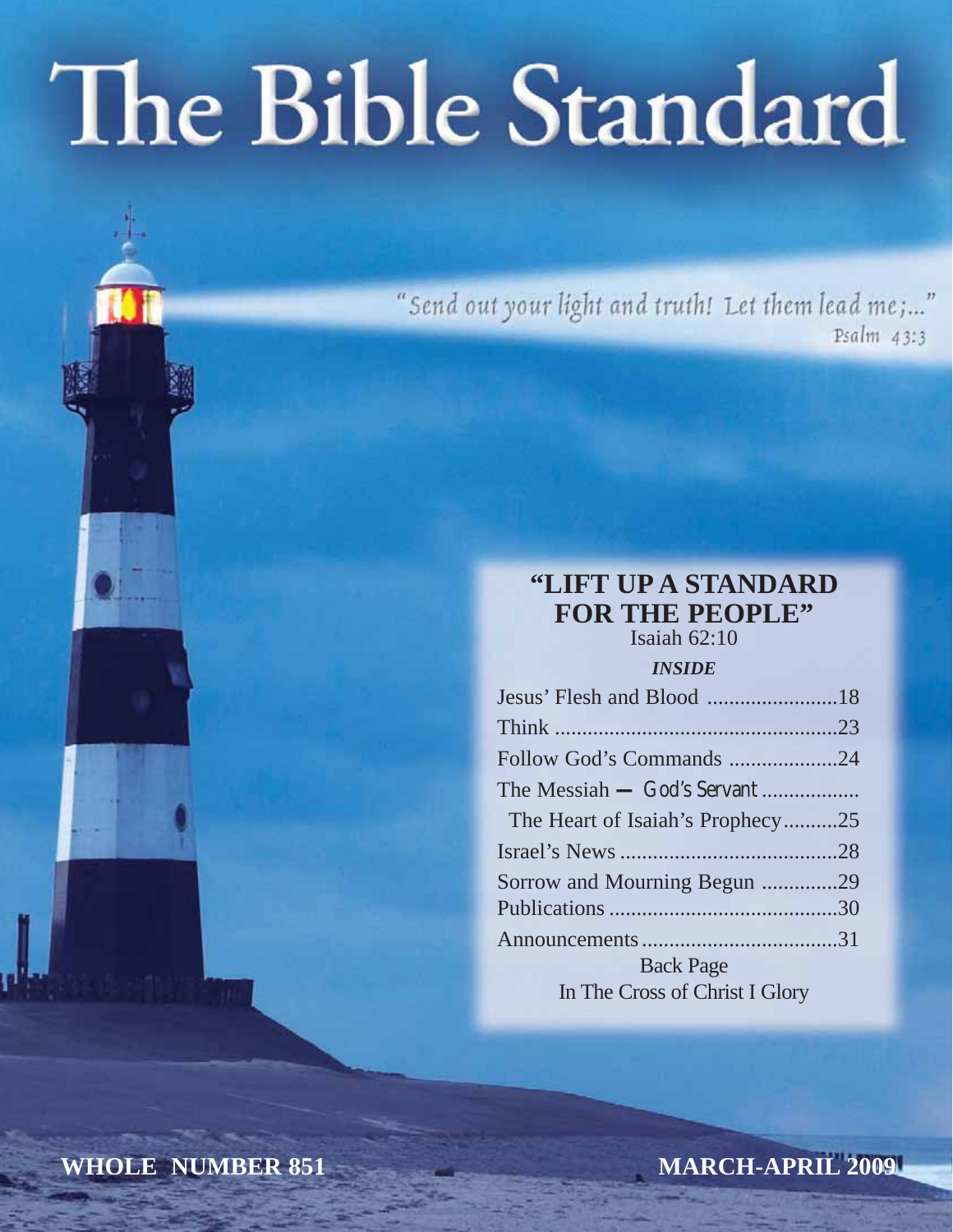# The Bible Standard

"Send out your light and truth! Let them lead me;..."
Psalm 43:3

## "LIFT UP A STANDARD FOR THE PEOPLE"

Isaiah 62:10

***INSIDE***

| | |
|---|---|
| Jesus' Flesh and Blood | 18 |
| Think | 23 |
| Follow God's Commands | 24 |
| The Messiah — God's Servant The Heart of Isaiah's Prophecy | 25 |
| Israel's News | 28 |
| Sorrow and Mourning Begun | 29 |
| Publications | 30 |
| Announcements | 31 |
| Back Page In The Cross of Christ I Glory | |

**WHOLE NUMBER 851** **MARCH-APRIL 2009**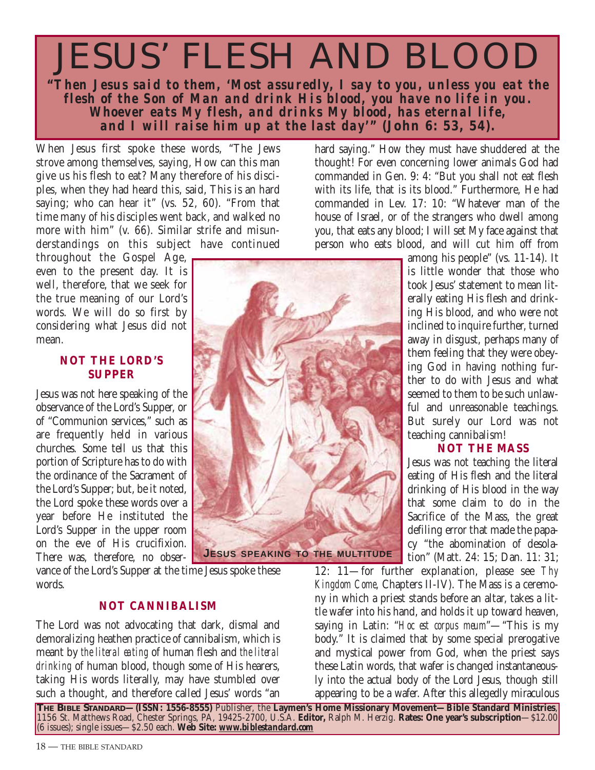# JESUS' FLESH AND BLOOD

***"Then Jesus said to them, 'Most assuredly, I say to you, unless you eat the flesh of the Son of Man and drink His blood, you have no life in you. Whoever eats My flesh, and drinks My blood, has eternal life, and I will raise him up at the last day'" (John 6: 53, 54).***

When Jesus first spoke these words, "The Jews strove among themselves, saying, How can this man give us his flesh to eat? Many therefore of his disciples, when they had heard this, said, This is an hard saying; who can hear it" (vs. 52, 60). "From that time many of his disciples went back, and walked no more with him" (v. 66). Similar strife and misunderstandings on this subject have continued throughout the Gospel Age, even to the present day. It is well, therefore, that we seek for the true meaning of our Lord's words. We will do so first by considering what Jesus did not mean.

### NOT THE LORD'S SUPPER

Jesus was not here speaking of the observance of the Lord's Supper, or of "Communion services," such as are frequently held in various churches. Some tell us that this portion of Scripture has to do with the ordinance of the Sacrament of the Lord's Supper; but, be it noted, the Lord spoke these words over a year before He instituted the Lord's Supper in the upper room on the eve of His crucifixion. There was, therefore, no observance of the Lord's Supper at the time Jesus spoke these words.

JESUS SPEAKING TO THE MULTITUDE

### NOT CANNIBALISM

The Lord was not advocating that dark, dismal and demoralizing heathen practice of cannibalism, which is meant by *the literal eating* of human flesh and *the literal drinking* of human blood, though some of His hearers, taking His words literally, may have stumbled over such a thought, and therefore called Jesus' words "an hard saying." How they must have shuddered at the thought! For even concerning lower animals God had commanded in Gen. 9: 4: "But you shall not eat flesh with its life, that is its blood." Furthermore, He had commanded in Lev. 17: 10: "Whatever man of the house of Israel, or of the strangers who dwell among you, that eats any blood; I will set My face against that person who eats blood, and will cut him off from among his people" (vs. 11-14). It is little wonder that those who took Jesus' statement to mean literally eating His flesh and drinking His blood, and who were not inclined to inquire further, turned away in disgust, perhaps many of them feeling that they were obeying God in having nothing further to do with Jesus and what seemed to them to be such unlawful and unreasonable teachings. But surely our Lord was not teaching cannibalism!

### NOT THE MASS

Jesus was not teaching the literal eating of His flesh and the literal drinking of His blood in the way that some claim to do in the Sacrifice of the Mass, the great defiling error that made the papacy "the abomination of desolation" (Matt. 24: 15; Dan. 11: 31; 12: 11—for further explanation, please see *Thy Kingdom Come*, Chapters II-IV). The Mass is a ceremony in which a priest stands before an altar, takes a little wafer into his hand, and holds it up toward heaven, saying in Latin: "*Hoc est corpus meum*"—"This is my body." It is claimed that by some special prerogative and mystical power from God, when the priest says these Latin words, that wafer is changed instantaneously into the actual body of the Lord Jesus, though still appearing to be a wafer. After this allegedly miraculous

**THE BIBLE STANDARD—(ISSN: 1556-8555)** Publisher, the **Laymen's Home Missionary Movement—Bible Standard Ministries**, 1156 St. Matthews Road, Chester Springs, PA, 19425-2700, U.S.A. **Editor,** Ralph M. Herzig. **Rates: One year's subscription**—$12.00 (6 issues); single issues—$2.50 each. **Web Site: www.biblestandard.com**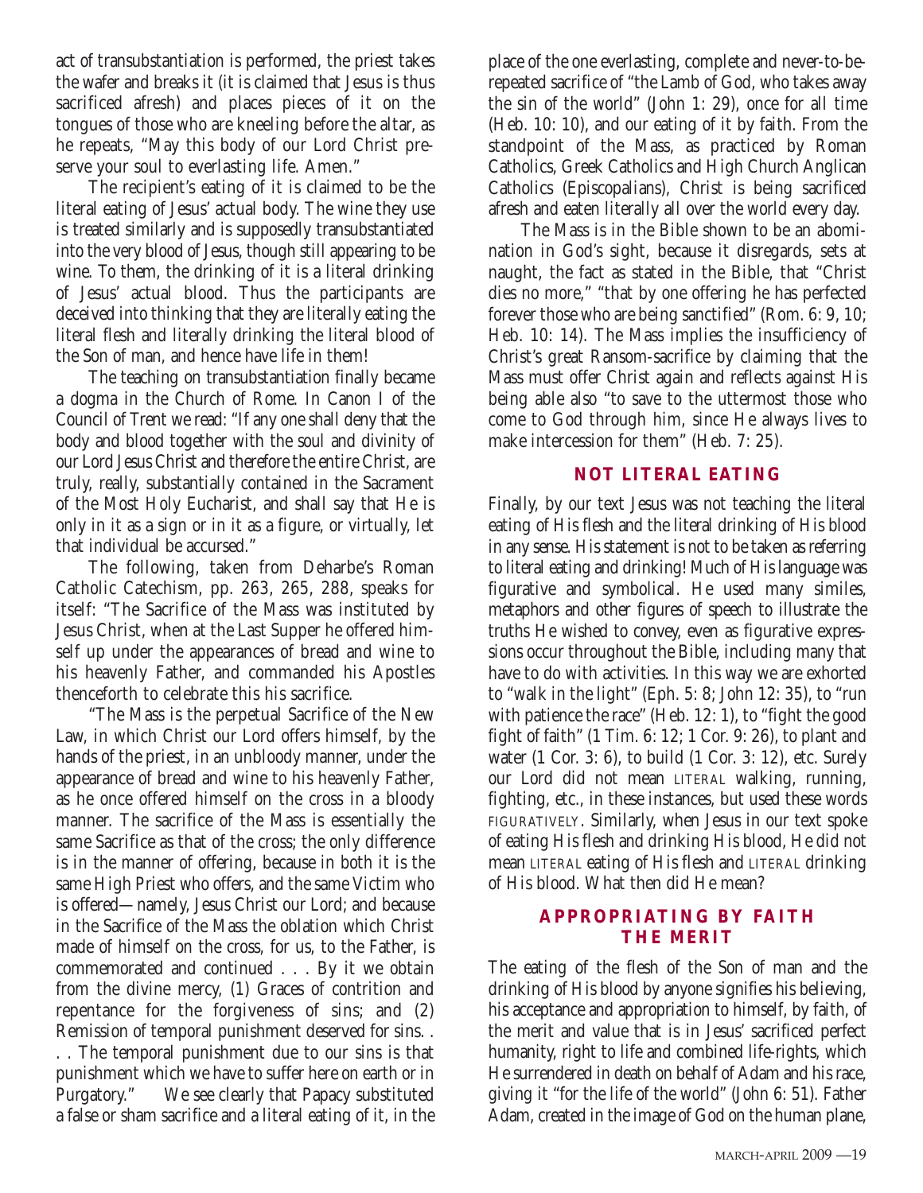act of transubstantiation is performed, the priest takes the wafer and breaks it (it is claimed that Jesus is thus sacrificed afresh) and places pieces of it on the tongues of those who are kneeling before the altar, as he repeats, "May this body of our Lord Christ preserve your soul to everlasting life. Amen."

The recipient's eating of it is claimed to be the literal eating of Jesus' actual body. The wine they use is treated similarly and is supposedly transubstantiated into the very blood of Jesus, though still appearing to be wine. To them, the drinking of it is a literal drinking of Jesus' actual blood. Thus the participants are deceived into thinking that they are literally eating the literal flesh and literally drinking the literal blood of the Son of man, and hence have life in them!

The teaching on transubstantiation finally became a dogma in the Church of Rome. In Canon I of the Council of Trent we read: "If any one shall deny that the body and blood together with the soul and divinity of our Lord Jesus Christ and therefore the entire Christ, are truly, really, substantially contained in the Sacrament of the Most Holy Eucharist, and shall say that He is only in it as a sign or in it as a figure, or virtually, let that individual be accursed."

The following, taken from Deharbe's Roman Catholic Catechism, pp. 263, 265, 288, speaks for itself: "The Sacrifice of the Mass was instituted by Jesus Christ, when at the Last Supper he offered himself up under the appearances of bread and wine to his heavenly Father, and commanded his Apostles thenceforth to celebrate this his sacrifice.

"The Mass is the perpetual Sacrifice of the New Law, in which Christ our Lord offers himself, by the hands of the priest, in an unbloody manner, under the appearance of bread and wine to his heavenly Father, as he once offered himself on the cross in a bloody manner. The sacrifice of the Mass is essentially the same Sacrifice as that of the cross; the only difference is in the manner of offering, because in both it is the same High Priest who offers, and the same Victim who is offered—namely, Jesus Christ our Lord; and because in the Sacrifice of the Mass the oblation which Christ made of himself on the cross, for us, to the Father, is commemorated and continued . . . By it we obtain from the divine mercy, (1) Graces of contrition and repentance for the forgiveness of sins; and (2) Remission of temporal punishment deserved for sins. . . . The temporal punishment due to our sins is that punishment which we have to suffer here on earth or in Purgatory." We see clearly that Papacy substituted a false or sham sacrifice and a literal eating of it, in the place of the one everlasting, complete and never-to-be-repeated sacrifice of "the Lamb of God, who takes away the sin of the world" (John 1: 29), once for all time (Heb. 10: 10), and our eating of it by faith. From the standpoint of the Mass, as practiced by Roman Catholics, Greek Catholics and High Church Anglican Catholics (Episcopalians), Christ is being sacrificed afresh and eaten literally all over the world every day.

The Mass is in the Bible shown to be an abomination in God's sight, because it disregards, sets at naught, the fact as stated in the Bible, that "Christ dies no more," "that by one offering he has perfected forever those who are being sanctified" (Rom. 6: 9, 10; Heb. 10: 14). The Mass implies the insufficiency of Christ's great Ransom-sacrifice by claiming that the Mass must offer Christ again and reflects against His being able also "to save to the uttermost those who come to God through him, since He always lives to make intercession for them" (Heb. 7: 25).

## NOT LITERAL EATING

Finally, by our text Jesus was not teaching the literal eating of His flesh and the literal drinking of His blood in any sense. His statement is not to be taken as referring to literal eating and drinking! Much of His language was figurative and symbolical. He used many similes, metaphors and other figures of speech to illustrate the truths He wished to convey, even as figurative expressions occur throughout the Bible, including many that have to do with activities. In this way we are exhorted to "walk in the light" (Eph. 5: 8; John 12: 35), to "run with patience the race" (Heb. 12: 1), to "fight the good fight of faith" (1 Tim. 6: 12; 1 Cor. 9: 26), to plant and water (1 Cor. 3: 6), to build (1 Cor. 3: 12), etc. Surely our Lord did not mean LITERAL walking, running, fighting, etc., in these instances, but used these words FIGURATIVELY. Similarly, when Jesus in our text spoke of eating His flesh and drinking His blood, He did not mean LITERAL eating of His flesh and LITERAL drinking of His blood. What then did He mean?

## APPROPRIATING BY FAITH THE MERIT

The eating of the flesh of the Son of man and the drinking of His blood by anyone signifies his believing, his acceptance and appropriation to himself, by faith, of the merit and value that is in Jesus' sacrificed perfect humanity, right to life and combined life-rights, which He surrendered in death on behalf of Adam and his race, giving it "for the life of the world" (John 6: 51). Father Adam, created in the image of God on the human plane,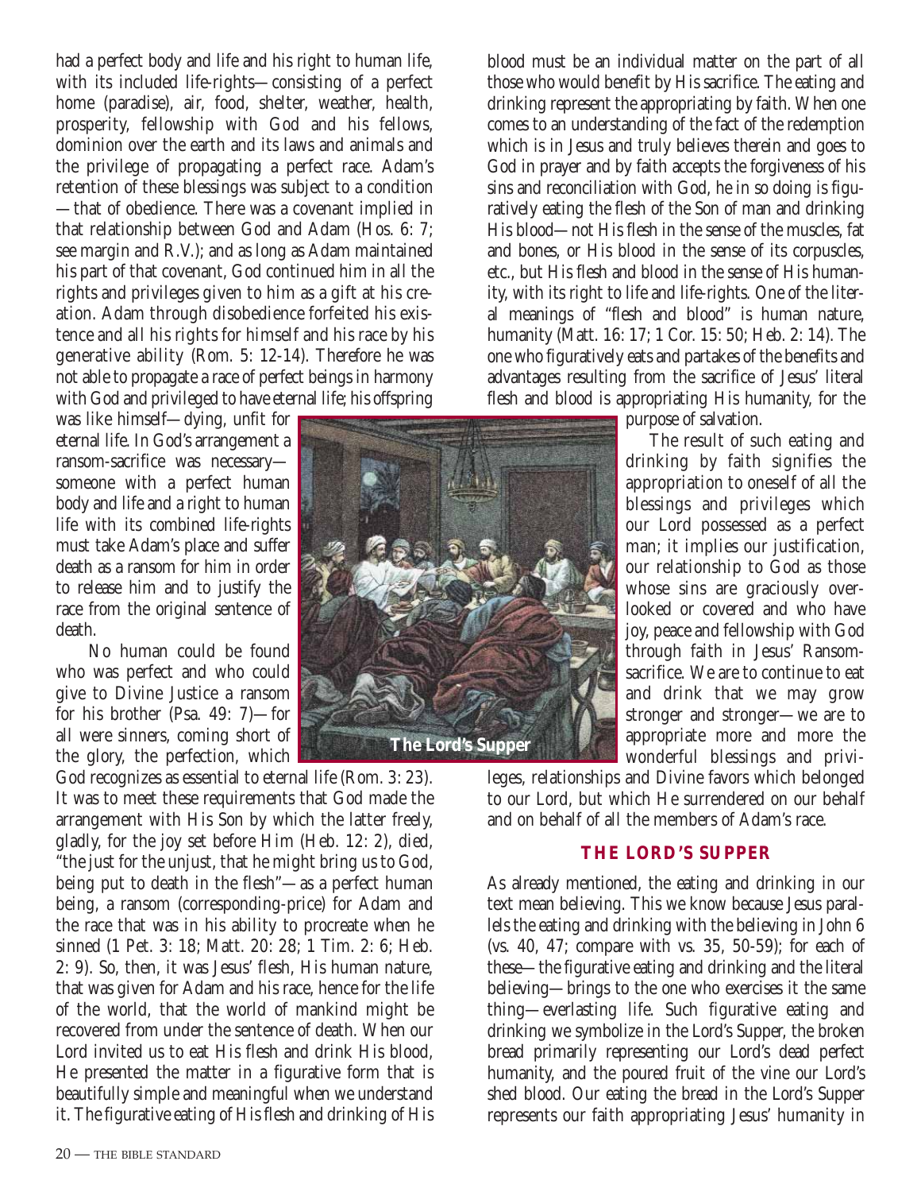had a perfect body and life and his right to human life, with its included life-rights—consisting of a perfect home (paradise), air, food, shelter, weather, health, prosperity, fellowship with God and his fellows, dominion over the earth and its laws and animals and the privilege of propagating a perfect race. Adam's retention of these blessings was subject to a condition—that of obedience. There was a covenant implied in that relationship between God and Adam (Hos. 6: 7; see margin and R.V.); and as long as Adam maintained his part of that covenant, God continued him in all the rights and privileges given to him as a gift at his creation. Adam through disobedience forfeited his existence and all his rights for himself and his race by his generative ability (Rom. 5: 12-14). Therefore he was not able to propagate a race of perfect beings in harmony with God and privileged to have eternal life; his offspring was like himself—dying, unfit for eternal life. In God's arrangement a ransom-sacrifice was necessary—someone with a perfect human body and life and a right to human life with its combined life-rights must take Adam's place and suffer death as a ransom for him in order to release him and to justify the race from the original sentence of death.

No human could be found who was perfect and who could give to Divine Justice a ransom for his brother (Psa. 49: 7)—for all were sinners, coming short of the glory, the perfection, which God recognizes as essential to eternal life (Rom. 3: 23). It was to meet these requirements that God made the arrangement with His Son by which the latter freely, gladly, for the joy set before Him (Heb. 12: 2), died, "the just for the unjust, that he might bring us to God, being put to death in the flesh"—as a perfect human being, a ransom (corresponding-price) for Adam and the race that was in his ability to procreate when he sinned (1 Pet. 3: 18; Matt. 20: 28; 1 Tim. 2: 6; Heb. 2: 9). So, then, it was Jesus' flesh, His human nature, that was given for Adam and his race, hence for the life of the world, that the world of mankind might be recovered from under the sentence of death. When our Lord invited us to eat His flesh and drink His blood, He presented the matter in a figurative form that is beautifully simple and meaningful when we understand it. The figurative eating of His flesh and drinking of His blood must be an individual matter on the part of all those who would benefit by His sacrifice. The eating and drinking represent the appropriating by faith. When one comes to an understanding of the fact of the redemption which is in Jesus and truly believes therein and goes to God in prayer and by faith accepts the forgiveness of his sins and reconciliation with God, he in so doing is figuratively eating the flesh of the Son of man and drinking His blood—not His flesh in the sense of the muscles, fat and bones, or His blood in the sense of its corpuscles, etc., but His flesh and blood in the sense of His humanity, with its right to life and life-rights. One of the literal meanings of "flesh and blood" is human nature, humanity (Matt. 16: 17; 1 Cor. 15: 50; Heb. 2: 14). The one who figuratively eats and partakes of the benefits and advantages resulting from the sacrifice of Jesus' literal flesh and blood is appropriating His humanity, for the purpose of salvation.

The Lord's Supper

The result of such eating and drinking by faith signifies the appropriation to oneself of all the blessings and privileges which our Lord possessed as a perfect man; it implies our justification, our relationship to God as those whose sins are graciously overlooked or covered and who have joy, peace and fellowship with God through faith in Jesus' Ransom-sacrifice. We are to continue to eat and drink that we may grow stronger and stronger—we are to appropriate more and more the wonderful blessings and privileges, relationships and Divine favors which belonged to our Lord, but which He surrendered on our behalf and on behalf of all the members of Adam's race.

## THE LORD'S SUPPER

As already mentioned, the eating and drinking in our text mean believing. This we know because Jesus parallels the eating and drinking with the believing in John 6 (vs. 40, 47; compare with vs. 35, 50-59); for each of these—the figurative eating and drinking and the literal believing—brings to the one who exercises it the same thing—everlasting life. Such figurative eating and drinking we symbolize in the Lord's Supper, the broken bread primarily representing our Lord's dead perfect humanity, and the poured fruit of the vine our Lord's shed blood. Our eating the bread in the Lord's Supper represents our faith appropriating Jesus' humanity in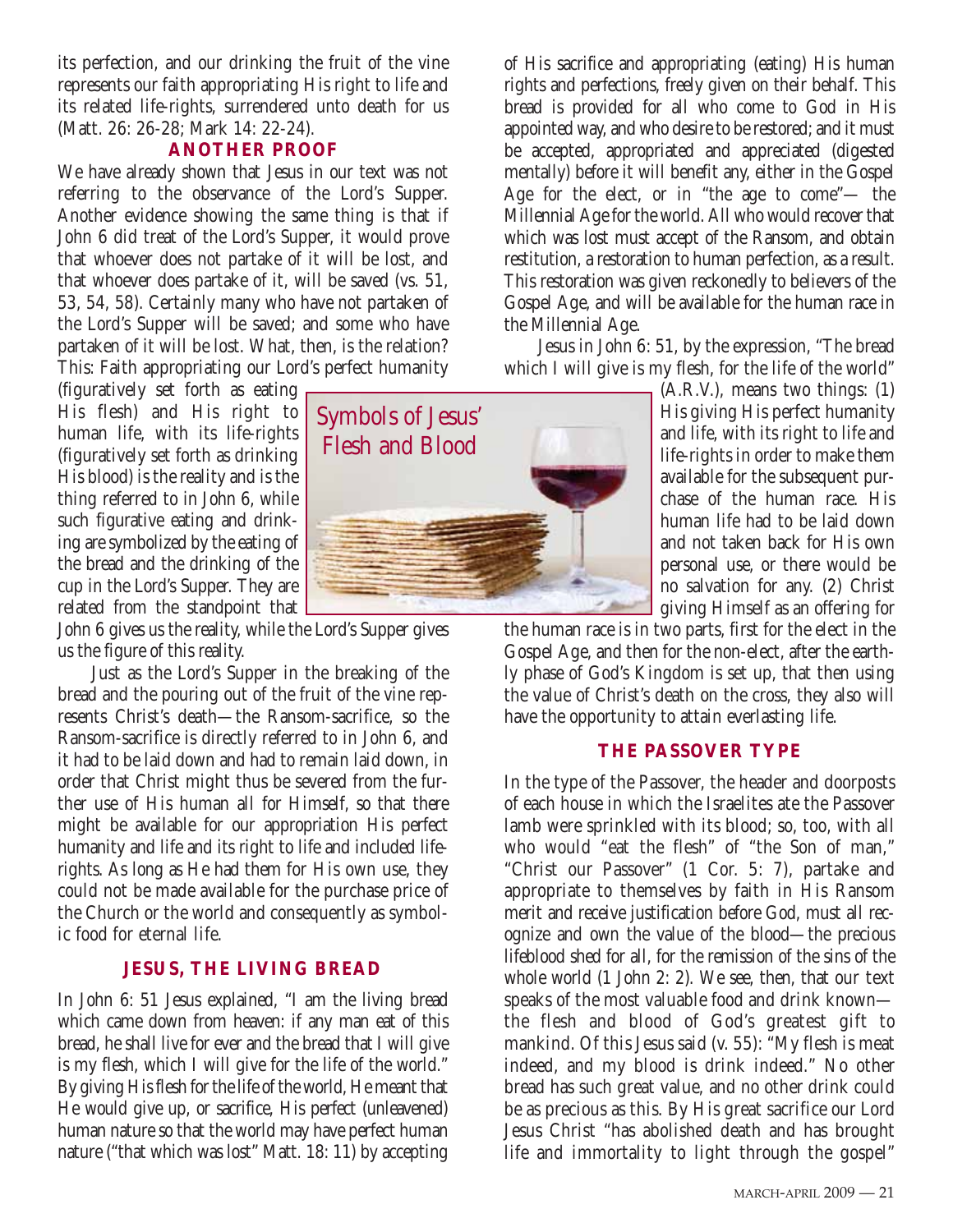its perfection, and our drinking the fruit of the vine represents our faith appropriating His right to life and its related life-rights, surrendered unto death for us (Matt. 26: 26-28; Mark 14: 22-24).

## ANOTHER PROOF

We have already shown that Jesus in our text was not referring to the observance of the Lord's Supper. Another evidence showing the same thing is that if John 6 did treat of the Lord's Supper, it would prove that whoever does not partake of it will be lost, and that whoever does partake of it, will be saved (vs. 51, 53, 54, 58). Certainly many who have not partaken of the Lord's Supper will be saved; and some who have partaken of it will be lost. What, then, is the relation? This: Faith appropriating our Lord's perfect humanity (figuratively set forth as eating His flesh) and His right to human life, with its life-rights (figuratively set forth as drinking His blood) is the reality and is the thing referred to in John 6, while such figurative eating and drinking are symbolized by the eating of the bread and the drinking of the cup in the Lord's Supper. They are related from the standpoint that John 6 gives us the reality, while the Lord's Supper gives us the figure of this reality.

Symbols of Jesus' Flesh and Blood

Just as the Lord's Supper in the breaking of the bread and the pouring out of the fruit of the vine represents Christ's death—the Ransom-sacrifice, so the Ransom-sacrifice is directly referred to in John 6, and it had to be laid down and had to remain laid down, in order that Christ might thus be severed from the further use of His human all for Himself, so that there might be available for our appropriation His perfect humanity and life and its right to life and included life-rights. As long as He had them for His own use, they could not be made available for the purchase price of the Church or the world and consequently as symbolic food for eternal life.

## JESUS, THE LIVING BREAD

In John 6: 51 Jesus explained, "I am the living bread which came down from heaven: if any man eat of this bread, he shall live for ever and the bread that I will give is my flesh, which I will give for the life of the world." By giving His flesh for the life of the world, He meant that He would give up, or sacrifice, His perfect (unleavened) human nature so that the world may have perfect human nature ("that which was lost" Matt. 18: 11) by accepting of His sacrifice and appropriating (eating) His human rights and perfections, freely given on their behalf. This bread is provided for all who come to God in His appointed way, and who desire to be restored; and it must be accepted, appropriated and appreciated (digested mentally) before it will benefit any, either in the Gospel Age for the elect, or in "the age to come"— the Millennial Age for the world. All who would recover that which was lost must accept of the Ransom, and obtain restitution, a restoration to human perfection, as a result. This restoration was given reckonedly to believers of the Gospel Age, and will be available for the human race in the Millennial Age.

Jesus in John 6: 51, by the expression, "The bread which I will give is my flesh, for the life of the world" (A.R.V.), means two things: (1) His giving His perfect humanity and life, with its right to life and life-rights in order to make them available for the subsequent purchase of the human race. His human life had to be laid down and not taken back for His own personal use, or there would be no salvation for any. (2) Christ giving Himself as an offering for the human race is in two parts, first for the elect in the Gospel Age, and then for the non-elect, after the earthly phase of God's Kingdom is set up, that then using the value of Christ's death on the cross, they also will have the opportunity to attain everlasting life.

## THE PASSOVER TYPE

In the type of the Passover, the header and doorposts of each house in which the Israelites ate the Passover lamb were sprinkled with its blood; so, too, with all who would "eat the flesh" of "the Son of man," "Christ our Passover" (1 Cor. 5: 7), partake and appropriate to themselves by faith in His Ransom merit and receive justification before God, must all recognize and own the value of the blood—the precious lifeblood shed for all, for the remission of the sins of the whole world (1 John 2: 2). We see, then, that our text speaks of the most valuable food and drink known—the flesh and blood of God's greatest gift to mankind. Of this Jesus said (v. 55): "My flesh is meat indeed, and my blood is drink indeed." No other bread has such great value, and no other drink could be as precious as this. By His great sacrifice our Lord Jesus Christ "has abolished death and has brought life and immortality to light through the gospel"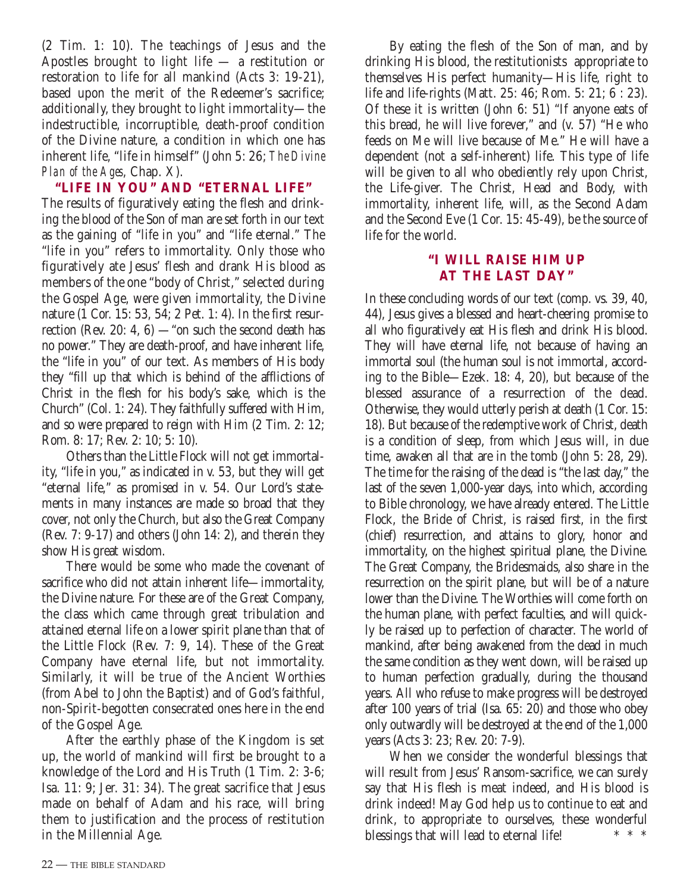(2 Tim. 1: 10). The teachings of Jesus and the Apostles brought to light life — a restitution or restoration to life for all mankind (Acts 3: 19-21), based upon the merit of the Redeemer's sacrifice; additionally, they brought to light immortality—the indestructible, incorruptible, death-proof condition of the Divine nature, a condition in which one has inherent life, "life in himself" (John 5: 26; *The Divine Plan of the Ages*, Chap. X).

## "LIFE IN YOU" AND "ETERNAL LIFE"

The results of figuratively eating the flesh and drinking the blood of the Son of man are set forth in our text as the gaining of "life in you" and "life eternal." The "life in you" refers to immortality. Only those who figuratively ate Jesus' flesh and drank His blood as members of the one "body of Christ," selected during the Gospel Age, were given immortality, the Divine nature (1 Cor. 15: 53, 54; 2 Pet. 1: 4). In the first resurrection (Rev. 20: 4, 6) — "on such the second death has no power." They are death-proof, and have inherent life, the "life in you" of our text. As members of His body they "fill up that which is behind of the afflictions of Christ in the flesh for his body's sake, which is the Church" (Col. 1: 24). They faithfully suffered with Him, and so were prepared to reign with Him (2 Tim. 2: 12; Rom. 8: 17; Rev. 2: 10; 5: 10).

Others than the Little Flock will not get immortality, "life in you," as indicated in v. 53, but they will get "eternal life," as promised in v. 54. Our Lord's statements in many instances are made so broad that they cover, not only the Church, but also the Great Company (Rev. 7: 9-17) and others (John 14: 2), and therein they show His great wisdom.

There would be some who made the covenant of sacrifice who did not attain inherent life—immortality, the Divine nature. For these are of the Great Company, the class which came through great tribulation and attained eternal life on a lower spirit plane than that of the Little Flock (Rev. 7: 9, 14). These of the Great Company have eternal life, but not immortality. Similarly, it will be true of the Ancient Worthies (from Abel to John the Baptist) and of God's faithful, non-Spirit-begotten consecrated ones here in the end of the Gospel Age.

After the earthly phase of the Kingdom is set up, the world of mankind will first be brought to a knowledge of the Lord and His Truth (1 Tim. 2: 3-6; Isa. 11: 9; Jer. 31: 34). The great sacrifice that Jesus made on behalf of Adam and his race, will bring them to justification and the process of restitution in the Millennial Age.

By eating the flesh of the Son of man, and by drinking His blood, the restitutionists appropriate to themselves His perfect humanity—His life, right to life and life-rights (Matt. 25: 46; Rom. 5: 21; 6 : 23). Of these it is written (John 6: 51) "If anyone eats of this bread, he will live forever," and (v. 57) "He who feeds on Me will live because of Me." He will have a dependent (not a self-inherent) life. This type of life will be given to all who obediently rely upon Christ, the Life-giver. The Christ, Head and Body, with immortality, inherent life, will, as the Second Adam and the Second Eve (1 Cor. 15: 45-49), be the source of life for the world.

## "I WILL RAISE HIM UP AT THE LAST DAY"

In these concluding words of our text (comp. vs. 39, 40, 44), Jesus gives a blessed and heart-cheering promise to all who figuratively eat His flesh and drink His blood. They will have eternal life, not because of having an immortal soul (the human soul is not immortal, according to the Bible—Ezek. 18: 4, 20), but because of the blessed assurance of a resurrection of the dead. Otherwise, they would utterly perish at death (1 Cor. 15: 18). But because of the redemptive work of Christ, death is a condition of sleep, from which Jesus will, in due time, awaken all that are in the tomb (John 5: 28, 29). The time for the raising of the dead is "the last day," the last of the seven 1,000-year days, into which, according to Bible chronology, we have already entered. The Little Flock, the Bride of Christ, is raised first, in the first (chief) resurrection, and attains to glory, honor and immortality, on the highest spiritual plane, the Divine. The Great Company, the Bridesmaids, also share in the resurrection on the spirit plane, but will be of a nature lower than the Divine. The Worthies will come forth on the human plane, with perfect faculties, and will quickly be raised up to perfection of character. The world of mankind, after being awakened from the dead in much the same condition as they went down, will be raised up to human perfection gradually, during the thousand years. All who refuse to make progress will be destroyed after 100 years of trial (Isa. 65: 20) and those who obey only outwardly will be destroyed at the end of the 1,000 years (Acts 3: 23; Rev. 20: 7-9).

When we consider the wonderful blessings that will result from Jesus' Ransom-sacrifice, we can surely say that His flesh is meat indeed, and His blood is drink indeed! May God help us to continue to eat and drink, to appropriate to ourselves, these wonderful blessings that will lead to eternal life! * * *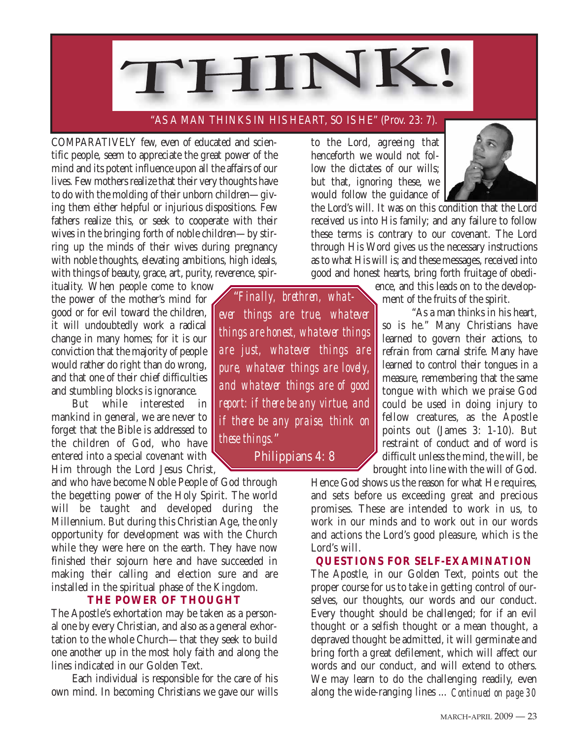# THINK!

"AS A MAN THINKS IN HIS HEART, SO IS HE" (Prov. 23: 7).

COMPARATIVELY few, even of educated and scientific people, seem to appreciate the great power of the mind and its potent influence upon all the affairs of our lives. Few mothers realize that their very thoughts have to do with the molding of their unborn children—giving them either helpful or injurious dispositions. Few fathers realize this, or seek to cooperate with their wives in the bringing forth of noble children—by stirring up the minds of their wives during pregnancy with noble thoughts, elevating ambitions, high ideals, with things of beauty, grace, art, purity, reverence, spirituality. When people come to know the power of the mother's mind for good or for evil toward the children, it will undoubtedly work a radical change in many homes; for it is our conviction that the majority of people would rather do right than do wrong, and that one of their chief difficulties and stumbling blocks is ignorance.

But while interested in mankind in general, we are never to forget that the Bible is addressed to the children of God, who have entered into a special covenant with Him through the Lord Jesus Christ, and who have become Noble People of God through the begetting power of the Holy Spirit. The world will be taught and developed during the Millennium. But during this Christian Age, the only opportunity for development was with the Church while they were here on the earth. They have now finished their sojourn here and have succeeded in making their calling and election sure and are installed in the spiritual phase of the Kingdom.

> *"Finally, brethren, whatever things are true, whatever things are honest, whatever things are just, whatever things are pure, whatever things are lovely, and whatever things are of good report: if there be any virtue, and if there be any praise, think on these things."*
>
> Philippians 4: 8

### THE POWER OF THOUGHT

The Apostle's exhortation may be taken as a personal one by every Christian, and also as a general exhortation to the whole Church—that they seek to build one another up in the most holy faith and along the lines indicated in our Golden Text.

Each individual is responsible for the care of his own mind. In becoming Christians we gave our wills to the Lord, agreeing that henceforth we would not follow the dictates of our wills; but that, ignoring these, we would follow the guidance of the Lord's will. It was on this condition that the Lord received us into His family; and any failure to follow these terms is contrary to our covenant. The Lord through His Word gives us the necessary instructions as to what His will is; and these messages, received into good and honest hearts, bring forth fruitage of obedience, and this leads on to the development of the fruits of the spirit.

"As a man thinks in his heart, so is he." Many Christians have learned to govern their actions, to refrain from carnal strife. Many have learned to control their tongues in a measure, remembering that the same tongue with which we praise God could be used in doing injury to fellow creatures, as the Apostle points out (James 3: 1-10). But restraint of conduct and of word is difficult unless the mind, the will, be brought into line with the will of God. Hence God shows us the reason for what He requires, and sets before us exceeding great and precious promises. These are intended to work in us, to work in our minds and to work out in our words and actions the Lord's good pleasure, which is the Lord's will.

### QUESTIONS FOR SELF-EXAMINATION

The Apostle, in our Golden Text, points out the proper course for us to take in getting control of ourselves, our thoughts, our words and our conduct. Every thought should be challenged; for if an evil thought or a selfish thought or a mean thought, a depraved thought be admitted, it will germinate and bring forth a great defilement, which will affect our words and our conduct, and will extend to others. We may learn to do the challenging readily, even along the wide-ranging lines ... *Continued on page 30*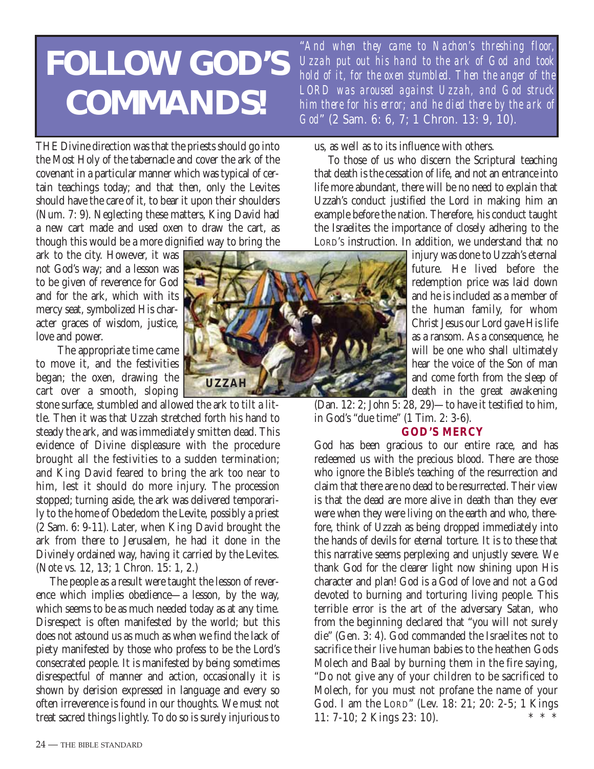# FOLLOW GOD'S COMMANDS!

*"And when they came to Nachon's threshing floor, Uzzah put out his hand to the ark of God and took hold of it, for the oxen stumbled. Then the anger of the LORD was aroused against Uzzah, and God struck him there for his error; and he died there by the ark of God"* (2 Sam. 6: 6, 7; 1 Chron. 13: 9, 10).

THE Divine direction was that the priests should go into the Most Holy of the tabernacle and cover the ark of the covenant in a particular manner which was typical of certain teachings today; and that then, only the Levites should have the care of it, to bear it upon their shoulders (Num. 7: 9). Neglecting these matters, King David had a new cart made and used oxen to draw the cart, as though this would be a more dignified way to bring the ark to the city. However, it was not God's way; and a lesson was to be given of reverence for God and for the ark, which with its mercy seat, symbolized His character graces of wisdom, justice, love and power.

The appropriate time came to move it, and the festivities began; the oxen, drawing the cart over a smooth, sloping stone surface, stumbled and allowed the ark to tilt a little. Then it was that Uzzah stretched forth his hand to steady the ark, and was immediately smitten dead. This evidence of Divine displeasure with the procedure brought all the festivities to a sudden termination; and King David feared to bring the ark too near to him, lest it should do more injury. The procession stopped; turning aside, the ark was delivered temporarily to the home of Obededom the Levite, possibly a priest (2 Sam. 6: 9-11). Later, when King David brought the ark from there to Jerusalem, he had it done in the Divinely ordained way, having it carried by the Levites. (Note vs. 12, 13; 1 Chron. 15: 1, 2.)

UZZAH

The people as a result were taught the lesson of reverence which implies obedience—a lesson, by the way, which seems to be as much needed today as at any time. Disrespect is often manifested by the world; but this does not astound us as much as when we find the lack of piety manifested by those who profess to be the Lord's consecrated people. It is manifested by being sometimes disrespectful of manner and action, occasionally it is shown by derision expressed in language and every so often irreverence is found in our thoughts. We must not treat sacred things lightly. To do so is surely injurious to us, as well as to its influence with others.

To those of us who discern the Scriptural teaching that death is the cessation of life, and not an entrance into life more abundant, there will be no need to explain that Uzzah's conduct justified the Lord in making him an example before the nation. Therefore, his conduct taught the Israelites the importance of closely adhering to the LORD'S instruction. In addition, we understand that no injury was done to Uzzah's eternal future. He lived before the redemption price was laid down and he is included as a member of the human family, for whom Christ Jesus our Lord gave His life as a ransom. As a consequence, he will be one who shall ultimately hear the voice of the Son of man and come forth from the sleep of death in the great awakening (Dan. 12: 2; John 5: 28, 29)—to have it testified to him, in God's "due time" (1 Tim. 2: 3-6).

## GOD'S MERCY

God has been gracious to our entire race, and has redeemed us with the precious blood. There are those who ignore the Bible's teaching of the resurrection and claim that there are no dead to be resurrected. Their view is that the dead are more alive in death than they ever were when they were living on the earth and who, therefore, think of Uzzah as being dropped immediately into the hands of devils for eternal torture. It is to these that this narrative seems perplexing and unjustly severe. We thank God for the clearer light now shining upon His character and plan! God is a God of love and not a God devoted to burning and torturing living people. This terrible error is the art of the adversary Satan, who from the beginning declared that "you will not surely die" (Gen. 3: 4). God commanded the Israelites not to sacrifice their live human babies to the heathen Gods Molech and Baal by burning them in the fire saying, "Do not give any of your children to be sacrificed to Molech, for you must not profane the name of your God. I am the LORD" (Lev. 18: 21; 20: 2-5; 1 Kings 11: 7-10; 2 Kings 23: 10). * * *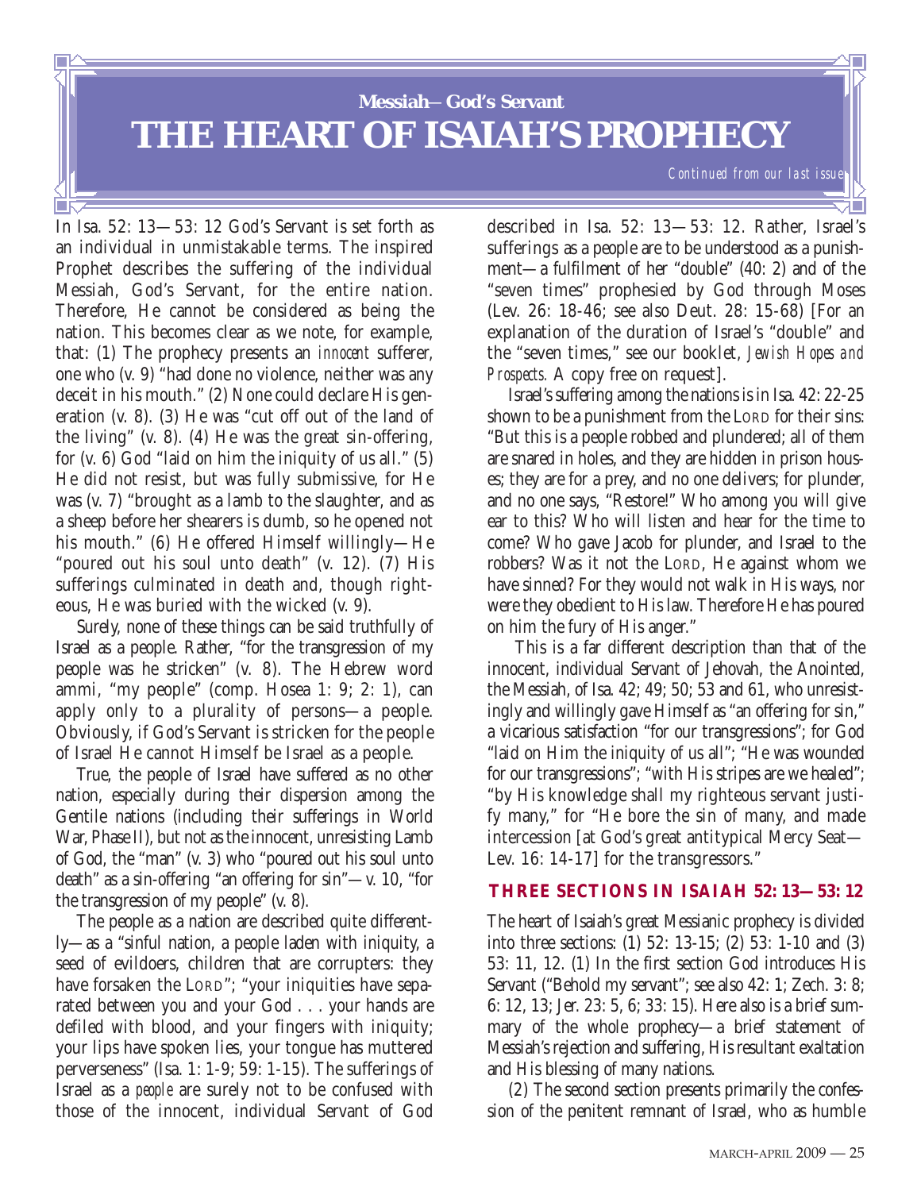## Messiah—God's Servant

# THE HEART OF ISAIAH'S PROPHECY

*Continued from our last issue*

In Isa. 52: 13—53: 12 God's Servant is set forth as an individual in unmistakable terms. The inspired Prophet describes the suffering of the individual Messiah, God's Servant, for the entire nation. Therefore, He cannot be considered as being the nation. This becomes clear as we note, for example, that: (1) The prophecy presents an *innocent* sufferer, one who (v. 9) "had done no violence, neither was any deceit in his mouth." (2) None could declare His generation (v. 8). (3) He was "cut off out of the land of the living" (v. 8). (4) He was the great sin-offering, for (v. 6) God "laid on him the iniquity of us all." (5) He did not resist, but was fully submissive, for He was (v. 7) "brought as a lamb to the slaughter, and as a sheep before her shearers is dumb, so he opened not his mouth." (6) He offered Himself willingly—He "poured out his soul unto death" (v. 12). (7) His sufferings culminated in death and, though righteous, He was buried with the wicked (v. 9).

Surely, none of these things can be said truthfully of Israel as a people. Rather, "for the transgression of my people was he stricken" (v. 8). The Hebrew word ammi, "my people" (comp. Hosea 1: 9; 2: 1), can apply only to a plurality of persons—a people. Obviously, if God's Servant is stricken for the people of Israel He cannot Himself be Israel as a people.

True, the people of Israel have suffered as no other nation, especially during their dispersion among the Gentile nations (including their sufferings in World War, Phase II), but not as the innocent, unresisting Lamb of God, the "man" (v. 3) who "poured out his soul unto death" as a sin-offering "an offering for sin"—v. 10, "for the transgression of my people" (v. 8).

The people as a nation are described quite differently—as a "sinful nation, a people laden with iniquity, a seed of evildoers, children that are corrupters: they have forsaken the LORD"; "your iniquities have separated between you and your God . . . your hands are defiled with blood, and your fingers with iniquity; your lips have spoken lies, your tongue has muttered perverseness" (Isa. 1: 1-9; 59: 1-15). The sufferings of Israel as a *people* are surely not to be confused with those of the innocent, individual Servant of God described in Isa. 52: 13—53: 12. Rather, Israel's sufferings as a people are to be understood as a punishment—a fulfilment of her "double" (40: 2) and of the "seven times" prophesied by God through Moses (Lev. 26: 18-46; see also Deut. 28: 15-68) [For an explanation of the duration of Israel's "double" and the "seven times," see our booklet, *Jewish Hopes and Prospects.* A copy free on request].

Israel's suffering among the nations is in Isa. 42: 22-25 shown to be a punishment from the LORD for their sins: "But this is a people robbed and plundered; all of them are snared in holes, and they are hidden in prison houses; they are for a prey, and no one delivers; for plunder, and no one says, "Restore!" Who among you will give ear to this? Who will listen and hear for the time to come? Who gave Jacob for plunder, and Israel to the robbers? Was it not the LORD, He against whom we have sinned? For they would not walk in His ways, nor were they obedient to His law. Therefore He has poured on him the fury of His anger."

This is a far different description than that of the innocent, individual Servant of Jehovah, the Anointed, the Messiah, of Isa. 42; 49; 50; 53 and 61, who unresistingly and willingly gave Himself as "an offering for sin," a vicarious satisfaction "for our transgressions"; for God "laid on Him the iniquity of us all"; "He was wounded for our transgressions"; "with His stripes are we healed"; "by His knowledge shall my righteous servant justify many," for "He bore the sin of many, and made intercession [at God's great antitypical Mercy Seat—Lev. 16: 14-17] for the transgressors."

### THREE SECTIONS IN ISAIAH 52: 13—53: 12

The heart of Isaiah's great Messianic prophecy is divided into three sections: (1) 52: 13-15; (2) 53: 1-10 and (3) 53: 11, 12. (1) In the first section God introduces His Servant ("Behold my servant"; see also 42: 1; Zech. 3: 8; 6: 12, 13; Jer. 23: 5, 6; 33: 15). Here also is a brief summary of the whole prophecy—a brief statement of Messiah's rejection and suffering, His resultant exaltation and His blessing of many nations.

(2) The second section presents primarily the confession of the penitent remnant of Israel, who as humble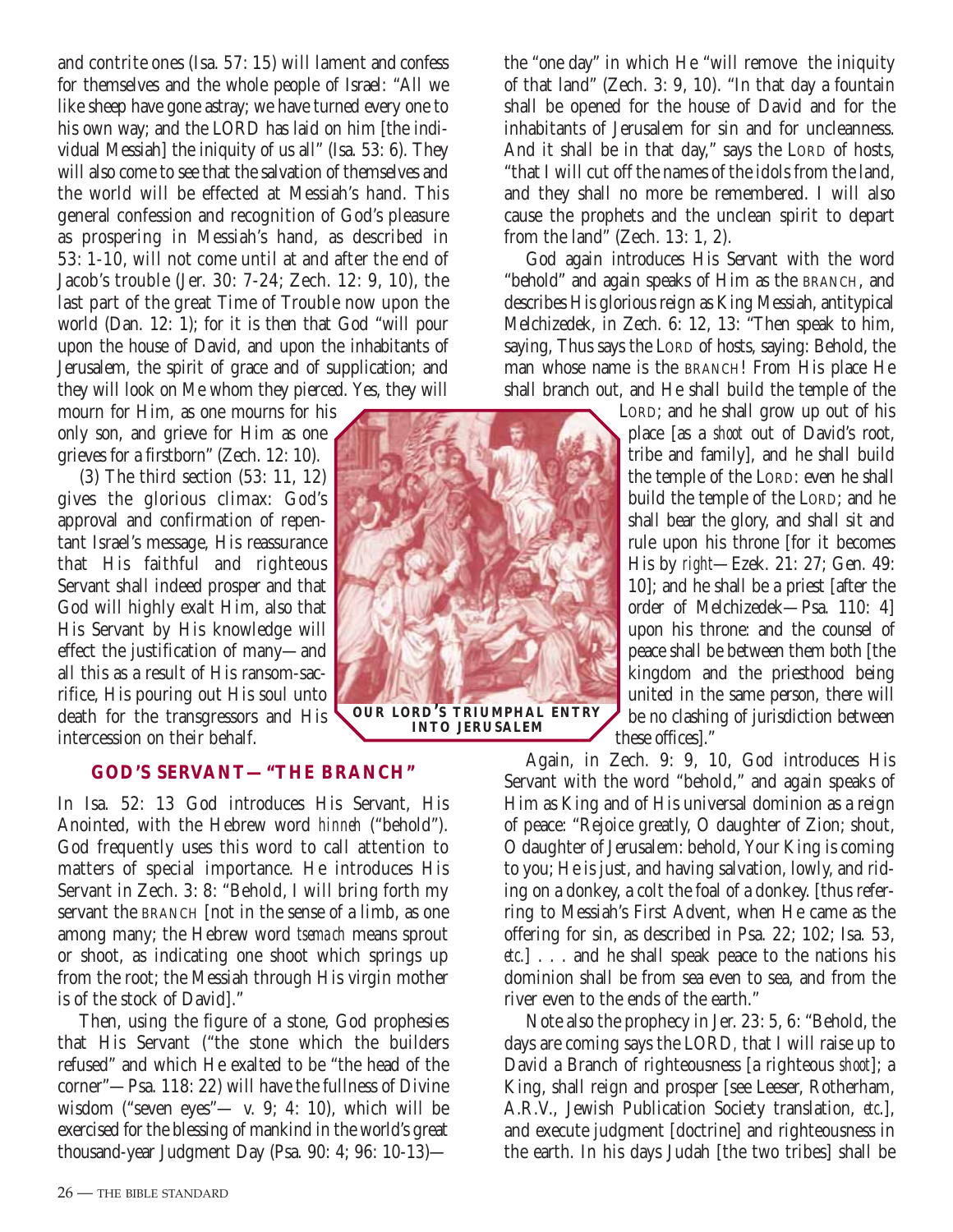and contrite ones (Isa. 57: 15) will lament and confess for themselves and the whole people of Israel: "All we like sheep have gone astray; we have turned every one to his own way; and the LORD has laid on him [the individual Messiah] the iniquity of us all" (Isa. 53: 6). They will also come to see that the salvation of themselves and the world will be effected at Messiah's hand. This general confession and recognition of God's pleasure as prospering in Messiah's hand, as described in 53: 1-10, will not come until at and after the end of Jacob's trouble (Jer. 30: 7-24; Zech. 12: 9, 10), the last part of the great Time of Trouble now upon the world (Dan. 12: 1); for it is then that God "will pour upon the house of David, and upon the inhabitants of Jerusalem, the spirit of grace and of supplication; and they will look on Me whom they pierced. Yes, they will mourn for Him, as one mourns for his only son, and grieve for Him as one grieves for a firstborn" (Zech. 12: 10).

(3) The third section (53: 11, 12) gives the glorious climax: God's approval and confirmation of repentant Israel's message, His reassurance that His faithful and righteous Servant shall indeed prosper and that God will highly exalt Him, also that His Servant by His knowledge will effect the justification of many—and all this as a result of His ransom-sacrifice, His pouring out His soul unto death for the transgressors and His intercession on their behalf.

OUR LORD'S TRIUMPHAL ENTRY INTO JERUSALEM

## GOD'S SERVANT—"THE BRANCH"

In Isa. 52: 13 God introduces His Servant, His Anointed, with the Hebrew word *hinneh* ("behold"). God frequently uses this word to call attention to matters of special importance. He introduces His Servant in Zech. 3: 8: "Behold, I will bring forth my servant the BRANCH [not in the sense of a limb, as one among many; the Hebrew word *tsemach* means sprout or shoot, as indicating one shoot which springs up from the root; the Messiah through His virgin mother is of the stock of David]."

Then, using the figure of a stone, God prophesies that His Servant ("the stone which the builders refused" and which He exalted to be "the head of the corner"—Psa. 118: 22) will have the fullness of Divine wisdom ("seven eyes"— v. 9; 4: 10), which will be exercised for the blessing of mankind in the world's great thousand-year Judgment Day (Psa. 90: 4; 96: 10-13)—the "one day" in which He "will remove the iniquity of that land" (Zech. 3: 9, 10). "In that day a fountain shall be opened for the house of David and for the inhabitants of Jerusalem for sin and for uncleanness. And it shall be in that day," says the LORD of hosts, "that I will cut off the names of the idols from the land, and they shall no more be remembered. I will also cause the prophets and the unclean spirit to depart from the land" (Zech. 13: 1, 2).

God again introduces His Servant with the word "behold" and again speaks of Him as the BRANCH, and describes His glorious reign as King Messiah, antitypical Melchizedek, in Zech. 6: 12, 13: "Then speak to him, saying, Thus says the LORD of hosts, saying: Behold, the man whose name is the BRANCH! From His place He shall branch out, and He shall build the temple of the LORD; and he shall grow up out of his place [as a *shoot* out of David's root, tribe and family], and he shall build the temple of the LORD: even he shall build the temple of the LORD; and he shall bear the glory, and shall sit and rule upon his throne [for it becomes His by *right*—Ezek. 21: 27; Gen. 49: 10]; and he shall be a priest [after the order of Melchizedek—Psa. 110: 4] upon his throne: and the counsel of peace shall be between them both [the kingdom and the priesthood being united in the same person, there will be no clashing of jurisdiction between these offices]."

Again, in Zech. 9: 9, 10, God introduces His Servant with the word "behold," and again speaks of Him as King and of His universal dominion as a reign of peace: "Rejoice greatly, O daughter of Zion; shout, O daughter of Jerusalem: behold, Your King is coming to you; He is just, and having salvation, lowly, and riding on a donkey, a colt the foal of a donkey. [thus referring to Messiah's First Advent, when He came as the offering for sin, as described in Psa. 22; 102; Isa. 53, *etc.*] . . . and he shall speak peace to the nations his dominion shall be from sea even to sea, and from the river even to the ends of the earth."

Note also the prophecy in Jer. 23: 5, 6: "Behold, the days are coming says the LORD, that I will raise up to David a Branch of righteousness [a righteous *shoot*]; a King, shall reign and prosper [see Leeser, Rotherham, A.R.V., Jewish Publication Society translation, *etc.*], and execute judgment [doctrine] and righteousness in the earth. In his days Judah [the two tribes] shall be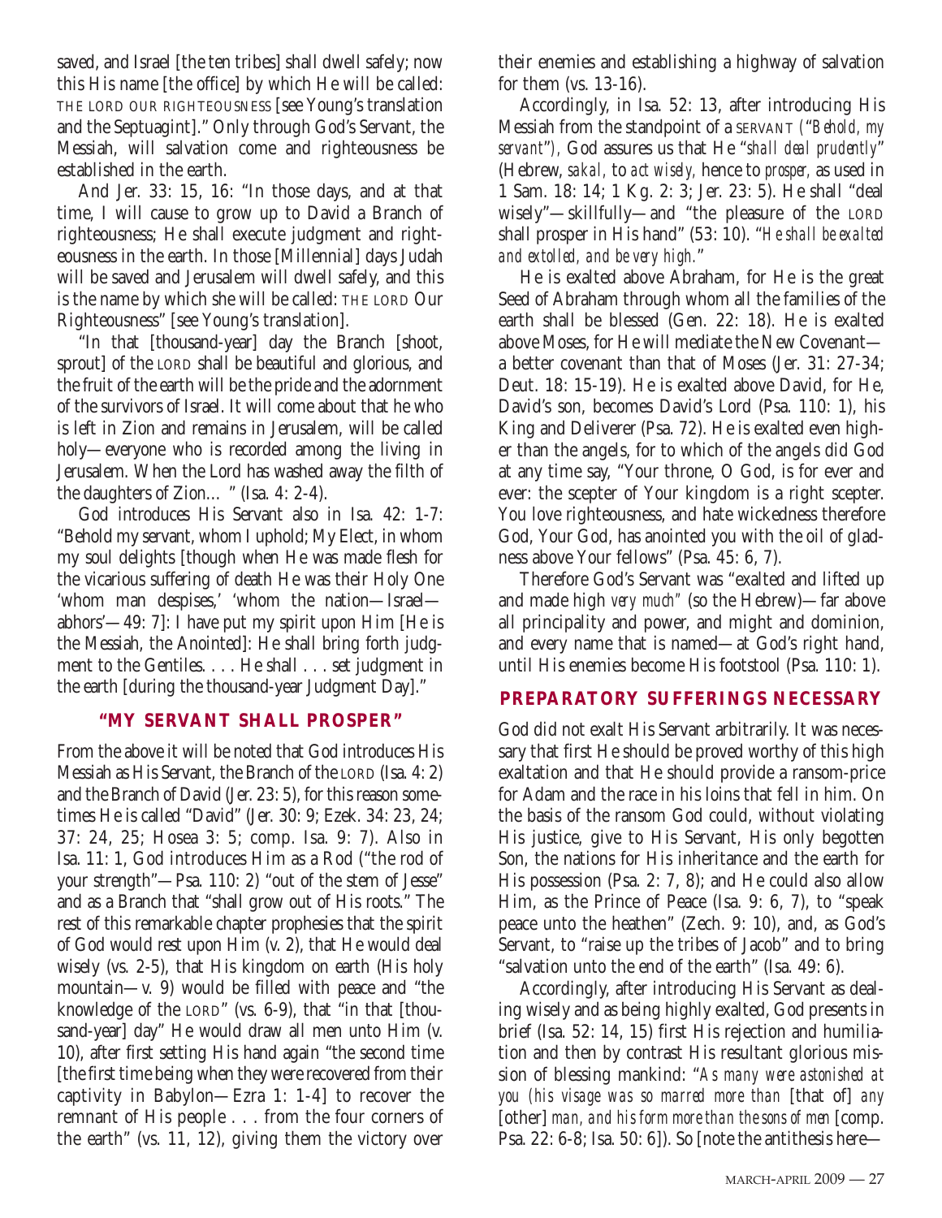saved, and Israel [the ten tribes] shall dwell safely; now this His name [the office] by which He will be called: THE LORD OUR RIGHTEOUSNESS [see Young's translation and the Septuagint]." Only through God's Servant, the Messiah, will salvation come and righteousness be established in the earth.

And Jer. 33: 15, 16: "In those days, and at that time, I will cause to grow up to David a Branch of righteousness; He shall execute judgment and righteousness in the earth. In those [Millennial] days Judah will be saved and Jerusalem will dwell safely, and this is the name by which she will be called: THE LORD Our Righteousness" [see Young's translation].

"In that [thousand-year] day the Branch [shoot, sprout] of the LORD shall be beautiful and glorious, and the fruit of the earth will be the pride and the adornment of the survivors of Israel. It will come about that he who is left in Zion and remains in Jerusalem, will be called holy—everyone who is recorded among the living in Jerusalem. When the Lord has washed away the filth of the daughters of Zion… " (Isa. 4: 2-4).

God introduces His Servant also in Isa. 42: 1-7: "Behold my servant, whom I uphold; My Elect, in whom my soul delights [though when He was made flesh for the vicarious suffering of death He was their Holy One 'whom man despises,' 'whom the nation—Israel—abhors'—49: 7]: I have put my spirit upon Him [He is the Messiah, the Anointed]: He shall bring forth judgment to the Gentiles. . . . He shall . . . set judgment in the earth [during the thousand-year Judgment Day]."

## "MY SERVANT SHALL PROSPER"

From the above it will be noted that God introduces His Messiah as His Servant, the Branch of the LORD (Isa. 4: 2) and the Branch of David (Jer. 23: 5), for this reason sometimes He is called "David" (Jer. 30: 9; Ezek. 34: 23, 24; 37: 24, 25; Hosea 3: 5; comp. Isa. 9: 7). Also in Isa. 11: 1, God introduces Him as a Rod ("the rod of your strength"—Psa. 110: 2) "out of the stem of Jesse" and as a Branch that "shall grow out of His roots." The rest of this remarkable chapter prophesies that the spirit of God would rest upon Him (v. 2), that He would deal wisely (vs. 2-5), that His kingdom on earth (His holy mountain—v. 9) would be filled with peace and "the knowledge of the LORD" (vs. 6-9), that "in that [thousand-year] day" He would draw all men unto Him (v. 10), after first setting His hand again "the second time [the first time being when they were recovered from their captivity in Babylon—Ezra 1: 1-4] to recover the remnant of His people . . . from the four corners of the earth" (vs. 11, 12), giving them the victory over their enemies and establishing a highway of salvation for them (vs. 13-16).

Accordingly, in Isa. 52: 13, after introducing His Messiah from the standpoint of a SERVANT (*"Behold, my servant"*), God assures us that He "*shall deal prudently*" (Hebrew, *sakal,* to *act wisely,* hence to *prosper,* as used in 1 Sam. 18: 14; 1 Kg. 2: 3; Jer. 23: 5). He shall "deal wisely"—skillfully—and "the pleasure of the LORD shall prosper in His hand" (53: 10). "*He shall be exalted and extolled, and be very high.*"

He is exalted above Abraham, for He is the great Seed of Abraham through whom all the families of the earth shall be blessed (Gen. 22: 18). He is exalted above Moses, for He will mediate the New Covenant—a better covenant than that of Moses (Jer. 31: 27-34; Deut. 18: 15-19). He is exalted above David, for He, David's son, becomes David's Lord (Psa. 110: 1), his King and Deliverer (Psa. 72). He is exalted even higher than the angels, for to which of the angels did God at any time say, "Your throne, O God, is for ever and ever: the scepter of Your kingdom is a right scepter. You love righteousness, and hate wickedness therefore God, Your God, has anointed you with the oil of gladness above Your fellows" (Psa. 45: 6, 7).

Therefore God's Servant was "exalted and lifted up and made high *very much*" (so the Hebrew)—far above all principality and power, and might and dominion, and every name that is named—at God's right hand, until His enemies become His footstool (Psa. 110: 1).

## PREPARATORY SUFFERINGS NECESSARY

God did not exalt His Servant arbitrarily. It was necessary that first He should be proved worthy of this high exaltation and that He should provide a ransom-price for Adam and the race in his loins that fell in him. On the basis of the ransom God could, without violating His justice, give to His Servant, His only begotten Son, the nations for His inheritance and the earth for His possession (Psa. 2: 7, 8); and He could also allow Him, as the Prince of Peace (Isa. 9: 6, 7), to "speak peace unto the heathen" (Zech. 9: 10), and, as God's Servant, to "raise up the tribes of Jacob" and to bring "salvation unto the end of the earth" (Isa. 49: 6).

Accordingly, after introducing His Servant as dealing wisely and as being highly exalted, God presents in brief (Isa. 52: 14, 15) first His rejection and humiliation and then by contrast His resultant glorious mission of blessing mankind: "*As many were astonished at you (his visage was so marred more than* [that of] *any* [other] *man, and his form more than the sons of men* [comp. Psa. 22: 6-8; Isa. 50: 6]). So [note the antithesis here—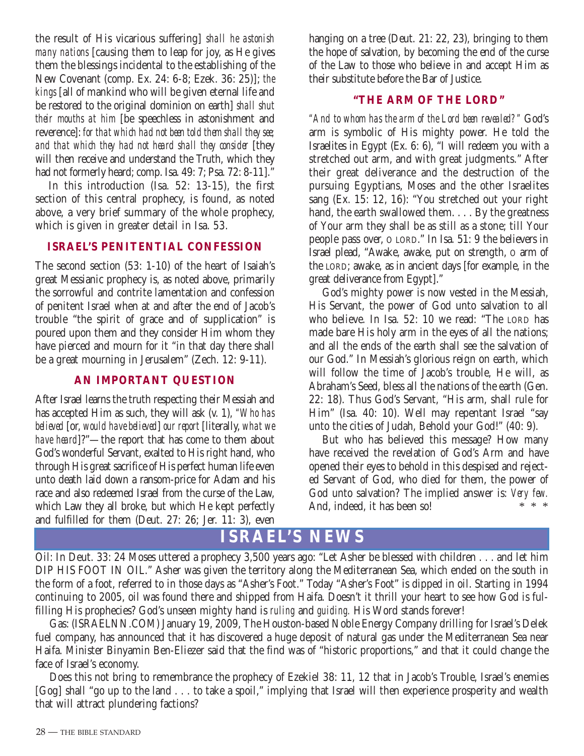the result of His vicarious suffering] *shall he astonish many nations* [causing them to leap for joy, as He gives them the blessings incidental to the establishing of the New Covenant (comp. Ex. 24: 6-8; Ezek. 36: 25)]; *the kings* [all of mankind who will be given eternal life and be restored to the original dominion on earth] *shall shut their mouths at him* [be speechless in astonishment and reverence]: *for that which had not been told them shall they see; and that which they had not heard shall they consider* [they will then receive and understand the Truth, which they had not formerly heard; comp. Isa. 49: 7; Psa. 72: 8-11]."

In this introduction (Isa. 52: 13-15), the first section of this central prophecy, is found, as noted above, a very brief summary of the whole prophecy, which is given in greater detail in Isa. 53.

## ISRAEL'S PENITENTIAL CONFESSION

The second section (53: 1-10) of the heart of Isaiah's great Messianic prophecy is, as noted above, primarily the sorrowful and contrite lamentation and confession of penitent Israel when at and after the end of Jacob's trouble "the spirit of grace and of supplication" is poured upon them and they consider Him whom they have pierced and mourn for it "in that day there shall be a great mourning in Jerusalem" (Zech. 12: 9-11).

## AN IMPORTANT QUESTION

After Israel learns the truth respecting their Messiah and has accepted Him as such, they will ask (v. 1), *"Who has believed* [or, *would have believed*] *our report* [literally, *what we have heard*]?"—the report that has come to them about God's wonderful Servant, exalted to His right hand, who through His great sacrifice of His perfect human life even unto death laid down a ransom-price for Adam and his race and also redeemed Israel from the curse of the Law, which Law they all broke, but which He kept perfectly and fulfilled for them (Deut. 27: 26; Jer. 11: 3), even hanging on a tree (Deut. 21: 22, 23), bringing to them the hope of salvation, by becoming the end of the curse of the Law to those who believe in and accept Him as their substitute before the Bar of Justice.

## "THE ARM OF THE LORD"

*"And to whom has the arm of the Lord been revealed?"* God's arm is symbolic of His mighty power. He told the Israelites in Egypt (Ex. 6: 6), "I will redeem you with a stretched out arm, and with great judgments." After their great deliverance and the destruction of the pursuing Egyptians, Moses and the other Israelites sang (Ex. 15: 12, 16): "You stretched out your right hand, the earth swallowed them. . . . By the greatness of Your arm they shall be as still as a stone; till Your people pass over, O LORD." In Isa. 51: 9 the believers in Israel plead, "Awake, awake, put on strength, O arm of the LORD; awake, as in ancient days [for example, in the great deliverance from Egypt]."

God's mighty power is now vested in the Messiah, His Servant, the power of God unto salvation to all who believe. In Isa. 52: 10 we read: "The LORD has made bare His holy arm in the eyes of all the nations; and all the ends of the earth shall see the salvation of our God." In Messiah's glorious reign on earth, which will follow the time of Jacob's trouble, He will, as Abraham's Seed, bless all the nations of the earth (Gen. 22: 18). Thus God's Servant, "His arm, shall rule for Him" (Isa. 40: 10). Well may repentant Israel "say unto the cities of Judah, Behold your God!" (40: 9).

But who has believed this message? How many have received the revelation of God's Arm and have opened their eyes to behold in this despised and rejected Servant of God, who died for them, the power of God unto salvation? The implied answer is: *Very few.* And, indeed, it has been so!

\* \* \*

# ISRAEL'S NEWS

Oil: In Deut. 33: 24 Moses uttered a prophecy 3,500 years ago: "Let Asher be blessed with children . . . and let him DIP HIS FOOT IN OIL." Asher was given the territory along the Mediterranean Sea, which ended on the south in the form of a foot, referred to in those days as "Asher's Foot." Today "Asher's Foot" is dipped in oil. Starting in 1994 continuing to 2005, oil was found there and shipped from Haifa. Doesn't it thrill your heart to see how God is fulfilling His prophecies? God's unseen mighty hand is *ruling* and *guiding.* His Word stands forever!

Gas: (ISRAELNN.COM) January 19, 2009, The Houston-based Noble Energy Company drilling for Israel's Delek fuel company, has announced that it has discovered a huge deposit of natural gas under the Mediterranean Sea near Haifa. Minister Binyamin Ben-Eliezer said that the find was of "historic proportions," and that it could change the face of Israel's economy.

Does this not bring to remembrance the prophecy of Ezekiel 38: 11, 12 that in Jacob's Trouble, Israel's enemies [Gog] shall "go up to the land . . . to take a spoil," implying that Israel will then experience prosperity and wealth that will attract plundering factions?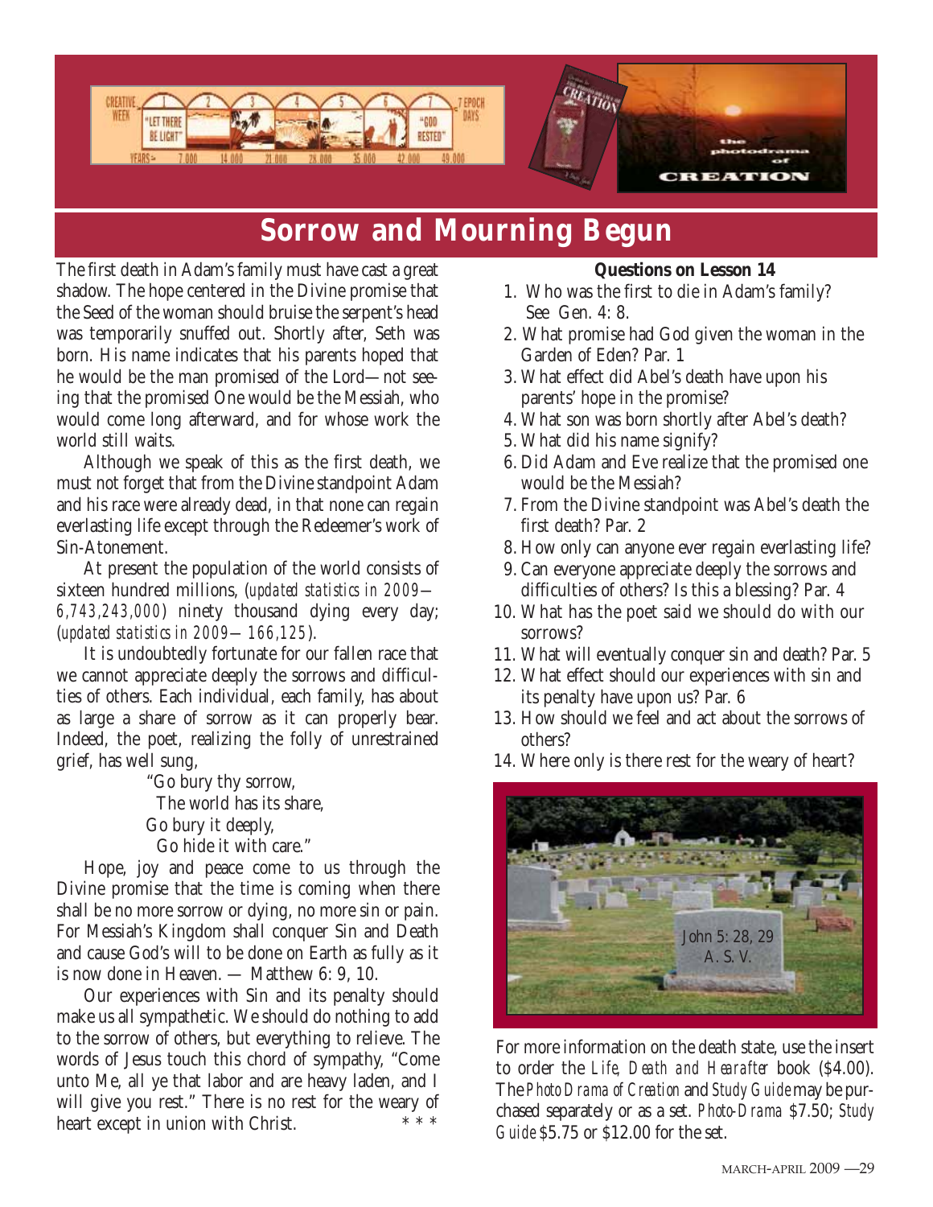# Sorrow and Mourning Begun

The first death in Adam's family must have cast a great shadow. The hope centered in the Divine promise that the Seed of the woman should bruise the serpent's head was temporarily snuffed out. Shortly after, Seth was born. His name indicates that his parents hoped that he would be the man promised of the Lord—not seeing that the promised One would be the Messiah, who would come long afterward, and for whose work the world still waits.

Although we speak of this as the first death, we must not forget that from the Divine standpoint Adam and his race were already dead, in that none can regain everlasting life except through the Redeemer's work of Sin-Atonement.

At present the population of the world consists of sixteen hundred millions, (*updated statistics in 2009—6,743,243,000*) ninety thousand dying every day; (*updated statistics in 2009—166,125*).

It is undoubtedly fortunate for our fallen race that we cannot appreciate deeply the sorrows and difficulties of others. Each individual, each family, has about as large a share of sorrow as it can properly bear. Indeed, the poet, realizing the folly of unrestrained grief, has well sung,

> "Go bury thy sorrow,
> The world has its share,
> Go bury it deeply,
> Go hide it with care."

Hope, joy and peace come to us through the Divine promise that the time is coming when there shall be no more sorrow or dying, no more sin or pain. For Messiah's Kingdom shall conquer Sin and Death and cause God's will to be done on Earth as fully as it is now done in Heaven. — Matthew 6: 9, 10.

Our experiences with Sin and its penalty should make us all sympathetic. We should do nothing to add to the sorrow of others, but everything to relieve. The words of Jesus touch this chord of sympathy, "Come unto Me, all ye that labor and are heavy laden, and I will give you rest." There is no rest for the weary of heart except in union with Christ. * * *

**Questions on Lesson 14**

1. Who was the first to die in Adam's family? See Gen. 4: 8.
2. What promise had God given the woman in the Garden of Eden? Par. 1
3. What effect did Abel's death have upon his parents' hope in the promise?
4. What son was born shortly after Abel's death?
5. What did his name signify?
6. Did Adam and Eve realize that the promised one would be the Messiah?
7. From the Divine standpoint was Abel's death the first death? Par. 2
8. How only can anyone ever regain everlasting life?
9. Can everyone appreciate deeply the sorrows and difficulties of others? Is this a blessing? Par. 4
10. What has the poet said we should do with our sorrows?
11. What will eventually conquer sin and death? Par. 5
12. What effect should our experiences with sin and its penalty have upon us? Par. 6
13. How should we feel and act about the sorrows of others?
14. Where only is there rest for the weary of heart?

John 5: 28, 29 A. S. V.

For more information on the death state, use the insert to order the *Life, Death and Hearafter* book ($4.00). The *Photo Drama of Creation* and *Study Guide* may be purchased separately or as a set. *Photo-Drama* $7.50; *Study Guide* $5.75 or $12.00 for the set.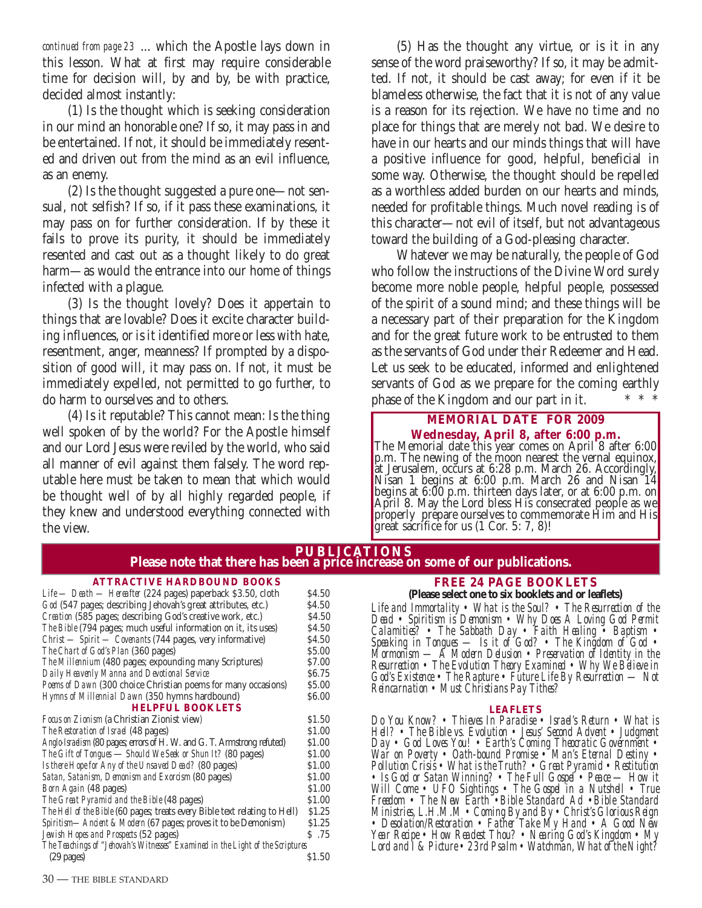*continued from page 23* ... which the Apostle lays down in this lesson. What at first may require considerable time for decision will, by and by, be with practice, decided almost instantly:

(1) Is the thought which is seeking consideration in our mind an honorable one? If so, it may pass in and be entertained. If not, it should be immediately resented and driven out from the mind as an evil influence, as an enemy.

(2) Is the thought suggested a pure one—not sensual, not selfish? If so, if it pass these examinations, it may pass on for further consideration. If by these it fails to prove its purity, it should be immediately resented and cast out as a thought likely to do great harm—as would the entrance into our home of things infected with a plague.

(3) Is the thought lovely? Does it appertain to things that are lovable? Does it excite character building influences, or is it identified more or less with hate, resentment, anger, meanness? If prompted by a disposition of good will, it may pass on. If not, it must be immediately expelled, not permitted to go further, to do harm to ourselves and to others.

(4) Is it reputable? This cannot mean: Is the thing well spoken of by the world? For the Apostle himself and our Lord Jesus were reviled by the world, who said all manner of evil against them falsely. The word reputable here must be taken to mean that which would be thought well of by all highly regarded people, if they knew and understood everything connected with the view.

(5) Has the thought any virtue, or is it in any sense of the word praiseworthy? If so, it may be admitted. If not, it should be cast away; for even if it be blameless otherwise, the fact that it is not of any value is a reason for its rejection. We have no time and no place for things that are merely not bad. We desire to have in our hearts and our minds things that will have a positive influence for good, helpful, beneficial in some way. Otherwise, the thought should be repelled as a worthless added burden on our hearts and minds, needed for profitable things. Much novel reading is of this character—not evil of itself, but not advantageous toward the building of a God-pleasing character.

Whatever we may be naturally, the people of God who follow the instructions of the Divine Word surely become more noble people, helpful people, possessed of the spirit of a sound mind; and these things will be a necessary part of their preparation for the Kingdom and for the great future work to be entrusted to them as the servants of God under their Redeemer and Head. Let us seek to be educated, informed and enlightened servants of God as we prepare for the coming earthly phase of the Kingdom and our part in it. * * *

## MEMORIAL DATE FOR 2009

**Wednesday, April 8, after 6:00 p.m.**

The Memorial date this year comes on April 8 after 6:00 p.m. The newing of the moon nearest the vernal equinox, at Jerusalem, occurs at 6:28 p.m. March 26. Accordingly, Nisan 1 begins at 6:00 p.m. March 26 and Nisan 14 begins at 6:00 p.m. thirteen days later, or at 6:00 p.m. on April 8. May the Lord bless His consecrated people as we properly prepare ourselves to commemorate Him and His great sacrifice for us (1 Cor. 5: 7, 8)!

## PUBLICATIONS

**Please note that there has been a price increase on some of our publications.**

### ATTRACTIVE HARDBOUND BOOKS

| Title | Price |
|---|---|
| *Life — Death — Hereafter* (224 pages) paperback $3.50, cloth | $4.50 |
| *God* (547 pages; describing Jehovah's great attributes, etc.) | $4.50 |
| *Creation* (585 pages; describing God's creative work, etc.) | $4.50 |
| *The Bible* (794 pages; much useful information on it, its uses) | $4.50 |
| *Christ — Spirit — Covenants* (744 pages, very informative) | $4.50 |
| *The Chart of God's Plan* (360 pages) | $5.00 |
| *The Millennium* (480 pages; expounding many Scriptures) | $7.00 |
| *Daily Heavenly Manna and Devotional Service* | $6.75 |
| *Poems of Dawn* (300 choice Christian poems for many occasions) | $5.00 |
| *Hymns of Millennial Dawn* (350 hymns hardbound) | $6.00 |

### HELPFUL BOOKLETS

| Title | Price |
|---|---|
| *Focus on Zionism* (a Christian Zionist view) | $1.50 |
| *The Restoration of Israel* (48 pages) | $1.00 |
| *Anglo-Israelism* (80 pages; errors of H. W. and G. T. Armstrong refuted) | $1.00 |
| *The Gift of Tongues — Should We Seek or Shun It?* (80 pages) | $1.00 |
| *Is there Hope for Any of the Unsaved Dead?* (80 pages) | $1.00 |
| *Satan, Satanism, Demonism and Exorcism* (80 pages) | $1.00 |
| *Born Again* (48 pages) | $1.00 |
| *The Great Pyramid and the Bible* (48 pages) | $1.00 |
| *The Hell of the Bible* (60 pages; treats every Bible text relating to Hell) | $1.25 |
| *Spiritism—Ancient & Modern* (67 pages; proves it to be Demonism) | $1.25 |
| *Jewish Hopes and Prospects* (52 pages) | $ .75 |
| *The Teachings of "Jehovah's Witnesses" Examined in the Light of the Scriptures* (29 pages) | $1.50 |

### FREE 24 PAGE BOOKLETS

**(Please select one to six booklets and or leaflets)**

*Life and Immortality • What is the Soul? • The Resurrection of the Dead • Spiritism is Demonism • Why Does A Loving God Permit Calamities? • The Sabbath Day • Faith Healing • Baptism • Speaking in Tongues — Is it of God? • The Kingdom of God • Mormonism — A Modern Delusion • Preservation of Identity in the Resurrection • The Evolution Theory Examined • Why We Believe in God's Existence • The Rapture • Future Life By Resurrection — Not Reincarnation • Must Christians Pay Tithes?*

### LEAFLETS

*Do You Know? • Thieves In Paradise • Israel's Return • What is Hell? • The Bible vs. Evolution • Jesus' Second Advent • Judgment Day • God Loves You! • Earth's Coming Theocratic Government • War on Poverty • Oath-bound Promise • Man's Eternal Destiny • Pollution Crisis • What is the Truth? • Great Pyramid • Restitution • Is God or Satan Winning? • The Full Gospel • Peace — How it Will Come • UFO Sightings • The Gospel in a Nutshell • True Freedom • The New Earth • Bible Standard Ad • Bible Standard Ministries, L.H.M.M. • Coming By and By • Christ's Glorious Reign • Desolation/Restoration • Father Take My Hand • A Good New Year Recipe • How Readest Thou? • Nearing God's Kingdom • My Lord and I & Picture • 23rd Psalm • Watchman, What of the Night?*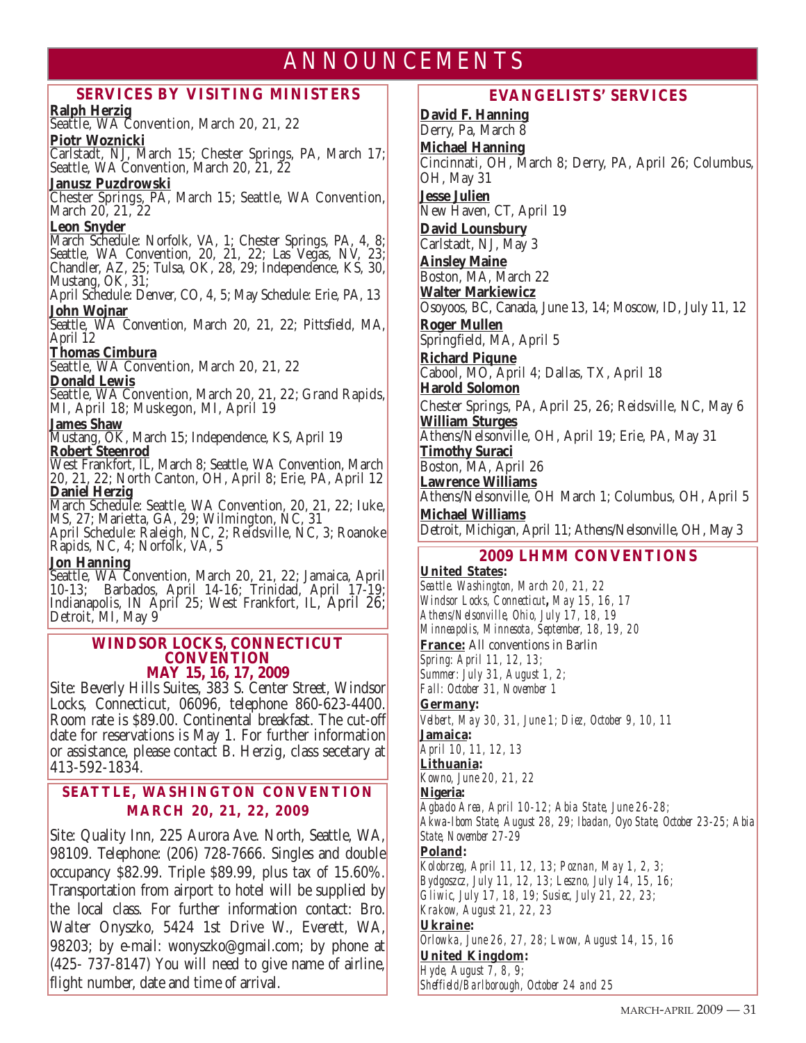# ANNOUNCEMENTS

## SERVICES BY VISITING MINISTERS

**Ralph Herzig**
Seattle, WA Convention, March 20, 21, 22

**Piotr Woznicki**
Carlstadt, NJ, March 15; Chester Springs, PA, March 17; Seattle, WA Convention, March 20, 21, 22

**Janusz Puzdrowski**
Chester Springs, PA, March 15; Seattle, WA Convention, March 20, 21, 22

**Leon Snyder**
March Schedule: Norfolk, VA, 1; Chester Springs, PA, 4, 8; Seattle, WA Convention, 20, 21, 22; Las Vegas, NV, 23; Chandler, AZ, 25; Tulsa, OK, 28, 29; Independence, KS, 30, Mustang, OK, 31;
April Schedule: Denver, CO, 4, 5; May Schedule: Erie, PA, 13

**John Wojnar**
Seattle, WA Convention, March 20, 21, 22; Pittsfield, MA, April 12

**Thomas Cimbura**
Seattle, WA Convention, March 20, 21, 22

**Donald Lewis**
Seattle, WA Convention, March 20, 21, 22; Grand Rapids, MI, April 18; Muskegon, MI, April 19

**James Shaw**
Mustang, OK, March 15; Independence, KS, April 19

**Robert Steenrod**
West Frankfort, IL, March 8; Seattle, WA Convention, March 20, 21, 22; North Canton, OH, April 8; Erie, PA, April 12

**Daniel Herzig**
March Schedule: Seattle, WA Convention, 20, 21, 22; Iuke, MS, 27; Marietta, GA, 29; Wilmington, NC, 31
April Schedule: Raleigh, NC, 2; Reidsville, NC, 3; Roanoke Rapids, NC, 4; Norfolk, VA, 5

**Jon Hanning**
Seattle, WA Convention, March 20, 21, 22; Jamaica, April 10-13; Barbados, April 14-16; Trinidad, April 17-19; Indianapolis, IN April 25; West Frankfort, IL, April 26; Detroit, MI, May 9

## WINDSOR LOCKS, CONNECTICUT CONVENTION
### MAY 15, 16, 17, 2009

Site: Beverly Hills Suites, 383 S. Center Street, Windsor Locks, Connecticut, 06096, telephone 860-623-4400. Room rate is $89.00. Continental breakfast. The cut-off date for reservations is May 1. For further information or assistance, please contact B. Herzig, class secetary at 413-592-1834.

## SEATTLE, WASHINGTON CONVENTION
### MARCH 20, 21, 22, 2009

Site: Quality Inn, 225 Aurora Ave. North, Seattle, WA, 98109. Telephone: (206) 728-7666. Singles and double occupancy $82.99. Triple $89.99, plus tax of 15.60%. Transportation from airport to hotel will be supplied by the local class. For further information contact: Bro. Walter Onyszko, 5424 1st Drive W., Everett, WA, 98203; by e-mail: wonyszko@gmail.com; by phone at (425- 737-8147) You will need to give name of airline, flight number, date and time of arrival.

## EVANGELISTS' SERVICES

**David F. Hanning**
Derry, Pa, March 8

**Michael Hanning**
Cincinnati, OH, March 8; Derry, PA, April 26; Columbus, OH, May 31

**Jesse Julien**
New Haven, CT, April 19

**David Lounsbury**
Carlstadt, NJ, May 3

**Ainsley Maine**
Boston, MA, March 22

**Walter Markiewicz**
Osoyoos, BC, Canada, June 13, 14; Moscow, ID, July 11, 12

**Roger Mullen**
Springfield, MA, April 5

**Richard Piqune**
Cabool, MO, April 4; Dallas, TX, April 18

**Harold Solomon**
Chester Springs, PA, April 25, 26; Reidsville, NC, May 6

**William Sturges**
Athens/Nelsonville, OH, April 19; Erie, PA, May 31

**Timothy Suraci**
Boston, MA, April 26

**Lawrence Williams**
Athens/Nelsonville, OH March 1; Columbus, OH, April 5

**Michael Williams**
Detroit, Michigan, April 11; Athens/Nelsonville, OH, May 3

## 2009 LHMM CONVENTIONS

**United States:**
*Seattle. Washington, March 20, 21, 22*
*Windsor Locks, Connecticut, May 15, 16, 17*
*Athens/Nelsonville, Ohio, July 17, 18, 19*
*Minneapolis, Minnesota, September, 18, 19, 20*

**France:** All conventions in Barlin
*Spring: April 11, 12, 13;*
*Summer: July 31, August 1, 2;*
*Fall: October 31, November 1*

**Germany:**
*Velbert, May 30, 31, June 1; Diez, October 9, 10, 11*

**Jamaica:**
*April 10, 11, 12, 13*

**Lithuania:**
*Kowno, June 20, 21, 22*

**Nigeria:**
*Agbado Area, April 10-12; Abia State, June 26-28; Akwa-Ibom State, August 28, 29; Ibadan, Oyo State, October 23-25; Abia State, November 27-29*

**Poland:**
*Kolobrzeg, April 11, 12, 13; Poznan, May 1, 2, 3;*
*Bydgoszcz, July 11, 12, 13; Leszno, July 14, 15, 16;*
*Gliwic, July 17, 18, 19; Susiec, July 21, 22, 23;*
*Krakow, August 21, 22, 23*

**Ukraine:**
*Orlowka, June 26, 27, 28; Lwow, August 14, 15, 16*

**United Kingdom:**
*Hyde, August 7, 8, 9;*
*Sheffield/Barlborough, October 24 and 25*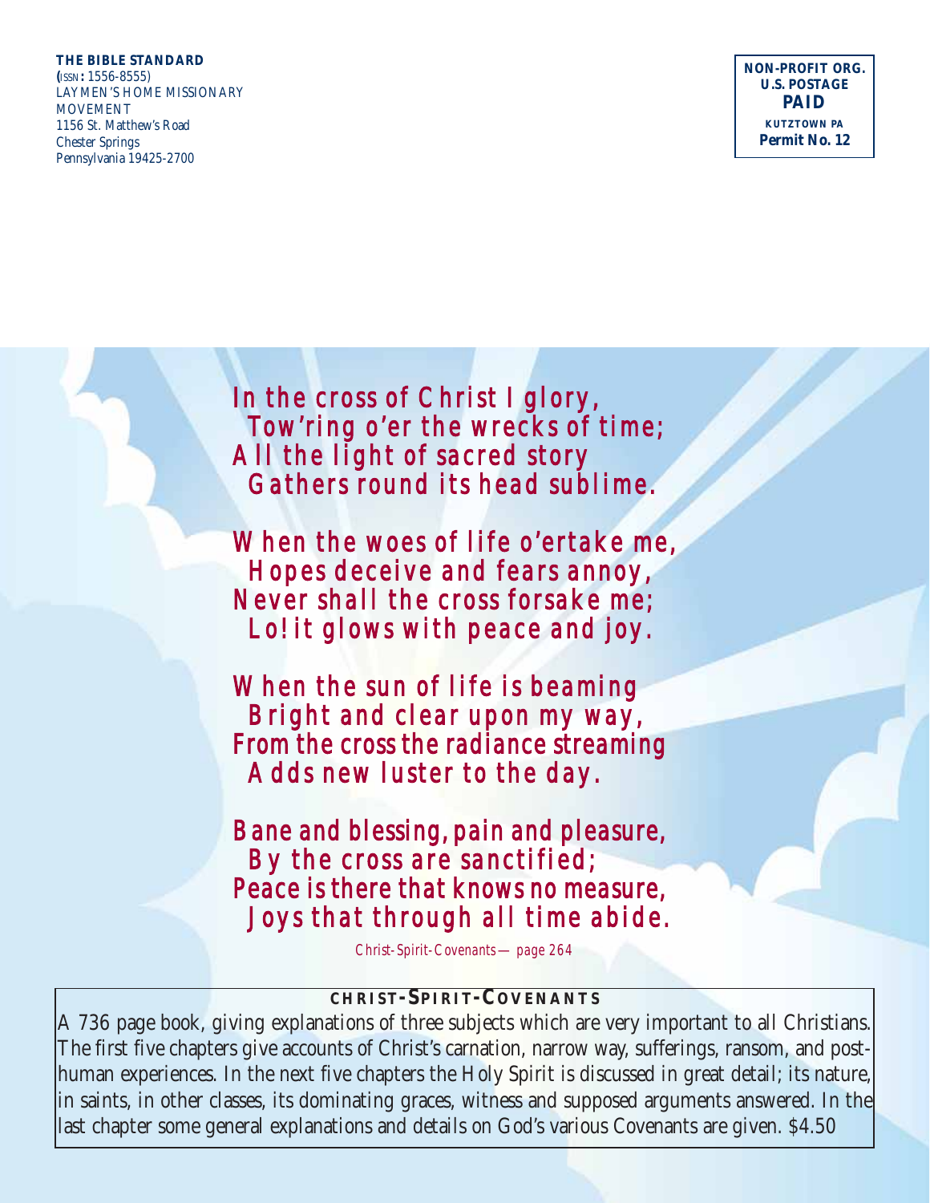**THE BIBLE STANDARD**
(ISSN: 1556-8555)
LAYMEN'S HOME MISSIONARY MOVEMENT
1156 St. Matthew's Road
Chester Springs
Pennsylvania 19425-2700

NON-PROFIT ORG.
U.S. POSTAGE
**PAID**
KUTZTOWN PA
Permit No. 12

In the cross of Christ I glory,
  Tow'ring o'er the wrecks of time;
All the light of sacred story
  Gathers round its head sublime.

When the woes of life o'ertake me,
  Hopes deceive and fears annoy,
Never shall the cross forsake me;
  Lo! it glows with peace and joy.

When the sun of life is beaming
  Bright and clear upon my way,
From the cross the radiance streaming
  Adds new luster to the day.

Bane and blessing, pain and pleasure,
  By the cross are sanctified;
Peace is there that knows no measure,
  Joys that through all time abide.

*Christ-Spirit-Covenants — page 264*

**CHRIST-SPIRIT-COVENANTS**

A 736 page book, giving explanations of three subjects which are very important to all Christians. The first five chapters give accounts of Christ's carnation, narrow way, sufferings, ransom, and post-human experiences. In the next five chapters the Holy Spirit is discussed in great detail; its nature, in saints, in other classes, its dominating graces, witness and supposed arguments answered. In the last chapter some general explanations and details on God's various Covenants are given. $4.50